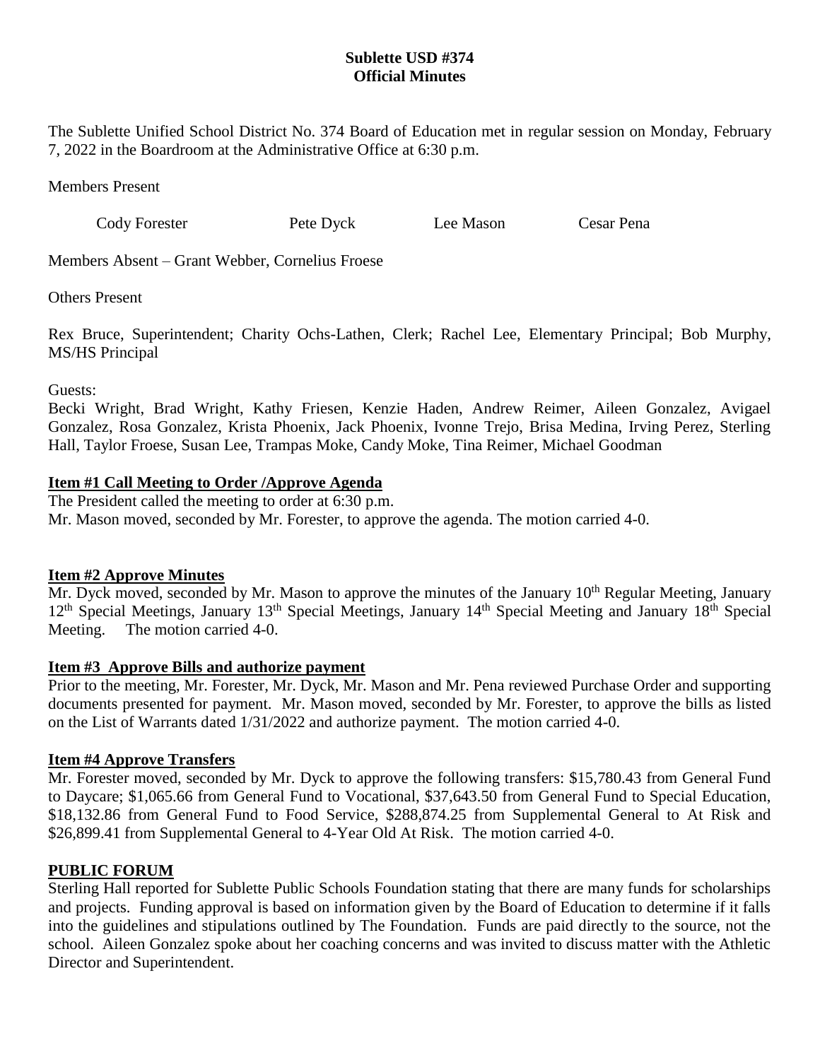**Sublette USD #374**
**Official Minutes**

The Sublette Unified School District No. 374 Board of Education met in regular session on Monday, February 7, 2022 in the Boardroom at the Administrative Office at 6:30 p.m.

Members Present

Cody Forester Pete Dyck Lee Mason Cesar Pena

Members Absent – Grant Webber, Cornelius Froese

Others Present

Rex Bruce, Superintendent; Charity Ochs-Lathen, Clerk; Rachel Lee, Elementary Principal; Bob Murphy, MS/HS Principal

Guests:
Becki Wright, Brad Wright, Kathy Friesen, Kenzie Haden, Andrew Reimer, Aileen Gonzalez, Avigael Gonzalez, Rosa Gonzalez, Krista Phoenix, Jack Phoenix, Ivonne Trejo, Brisa Medina, Irving Perez, Sterling Hall, Taylor Froese, Susan Lee, Trampas Moke, Candy Moke, Tina Reimer, Michael Goodman

**Item #1 Call Meeting to Order /Approve Agenda**

The President called the meeting to order at 6:30 p.m.
Mr. Mason moved, seconded by Mr. Forester, to approve the agenda. The motion carried 4-0.

**Item #2 Approve Minutes**

Mr. Dyck moved, seconded by Mr. Mason to approve the minutes of the January 10th Regular Meeting, January 12th Special Meetings, January 13th Special Meetings, January 14th Special Meeting and January 18th Special Meeting. The motion carried 4-0.

**Item #3 Approve Bills and authorize payment**

Prior to the meeting, Mr. Forester, Mr. Dyck, Mr. Mason and Mr. Pena reviewed Purchase Order and supporting documents presented for payment. Mr. Mason moved, seconded by Mr. Forester, to approve the bills as listed on the List of Warrants dated 1/31/2022 and authorize payment. The motion carried 4-0.

**Item #4 Approve Transfers**

Mr. Forester moved, seconded by Mr. Dyck to approve the following transfers: $15,780.43 from General Fund to Daycare; $1,065.66 from General Fund to Vocational, $37,643.50 from General Fund to Special Education, $18,132.86 from General Fund to Food Service, $288,874.25 from Supplemental General to At Risk and $26,899.41 from Supplemental General to 4-Year Old At Risk. The motion carried 4-0.

**PUBLIC FORUM**

Sterling Hall reported for Sublette Public Schools Foundation stating that there are many funds for scholarships and projects. Funding approval is based on information given by the Board of Education to determine if it falls into the guidelines and stipulations outlined by The Foundation. Funds are paid directly to the source, not the school. Aileen Gonzalez spoke about her coaching concerns and was invited to discuss matter with the Athletic Director and Superintendent.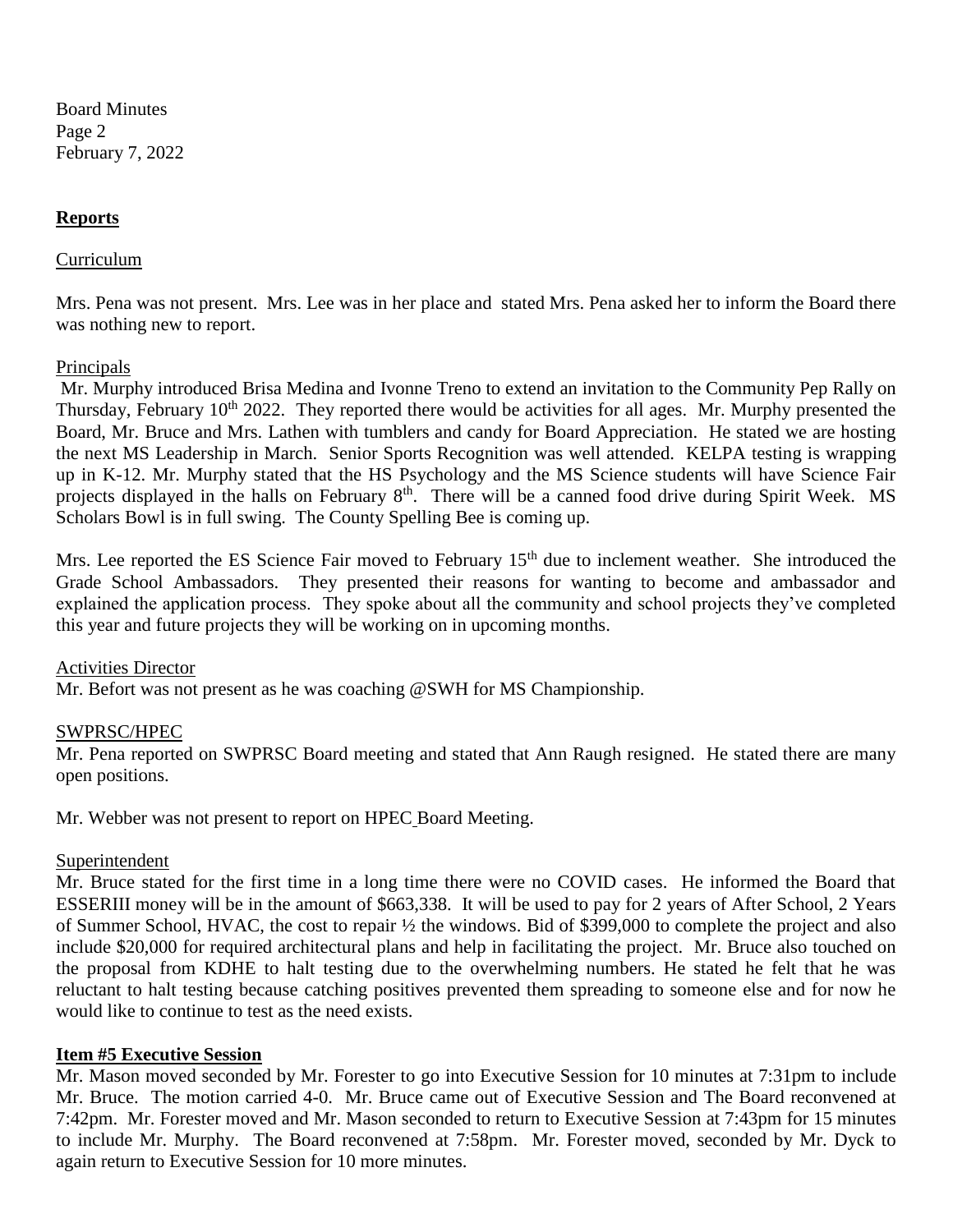## Reports

Curriculum

Mrs. Pena was not present. Mrs. Lee was in her place and stated Mrs. Pena asked her to inform the Board there was nothing new to report.

Principals

Mr. Murphy introduced Brisa Medina and Ivonne Treno to extend an invitation to the Community Pep Rally on Thursday, February 10th 2022. They reported there would be activities for all ages. Mr. Murphy presented the Board, Mr. Bruce and Mrs. Lathen with tumblers and candy for Board Appreciation. He stated we are hosting the next MS Leadership in March. Senior Sports Recognition was well attended. KELPA testing is wrapping up in K-12. Mr. Murphy stated that the HS Psychology and the MS Science students will have Science Fair projects displayed in the halls on February 8th. There will be a canned food drive during Spirit Week. MS Scholars Bowl is in full swing. The County Spelling Bee is coming up.

Mrs. Lee reported the ES Science Fair moved to February 15th due to inclement weather. She introduced the Grade School Ambassadors. They presented their reasons for wanting to become and ambassador and explained the application process. They spoke about all the community and school projects they've completed this year and future projects they will be working on in upcoming months.

Activities Director

Mr. Befort was not present as he was coaching @SWH for MS Championship.

SWPRSC/HPEC

Mr. Pena reported on SWPRSC Board meeting and stated that Ann Raugh resigned. He stated there are many open positions.

Mr. Webber was not present to report on HPEC Board Meeting.

Superintendent

Mr. Bruce stated for the first time in a long time there were no COVID cases. He informed the Board that ESSERIII money will be in the amount of $663,338. It will be used to pay for 2 years of After School, 2 Years of Summer School, HVAC, the cost to repair ½ the windows. Bid of $399,000 to complete the project and also include $20,000 for required architectural plans and help in facilitating the project. Mr. Bruce also touched on the proposal from KDHE to halt testing due to the overwhelming numbers. He stated he felt that he was reluctant to halt testing because catching positives prevented them spreading to someone else and for now he would like to continue to test as the need exists.

## Item #5 Executive Session

Mr. Mason moved seconded by Mr. Forester to go into Executive Session for 10 minutes at 7:31pm to include Mr. Bruce. The motion carried 4-0. Mr. Bruce came out of Executive Session and The Board reconvened at 7:42pm. Mr. Forester moved and Mr. Mason seconded to return to Executive Session at 7:43pm for 15 minutes to include Mr. Murphy. The Board reconvened at 7:58pm. Mr. Forester moved, seconded by Mr. Dyck to again return to Executive Session for 10 more minutes.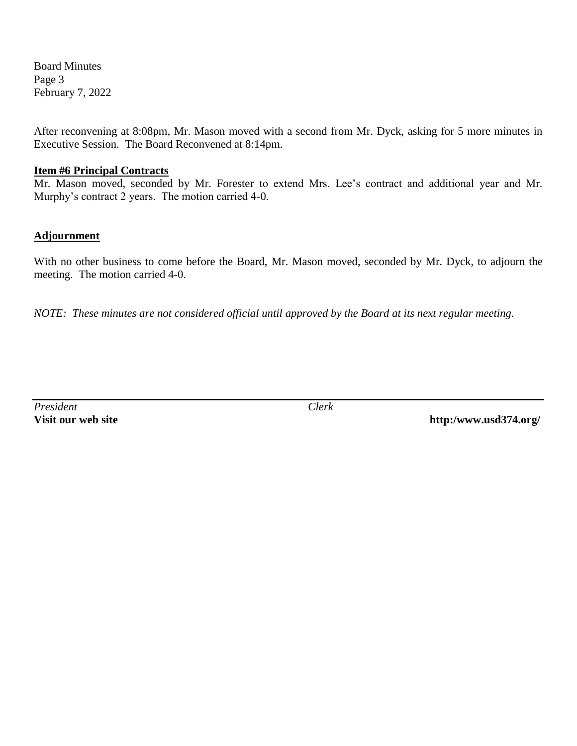After reconvening at 8:08pm, Mr. Mason moved with a second from Mr. Dyck, asking for 5 more minutes in Executive Session. The Board Reconvened at 8:14pm.

**Item #6 Principal Contracts**

Mr. Mason moved, seconded by Mr. Forester to extend Mrs. Lee's contract and additional year and Mr. Murphy's contract 2 years. The motion carried 4-0.

**Adjournment**

With no other business to come before the Board, Mr. Mason moved, seconded by Mr. Dyck, to adjourn the meeting. The motion carried 4-0.

*NOTE: These minutes are not considered official until approved by the Board at its next regular meeting.*

*President* *Clerk*

**Visit our web site** **http:/www.usd374.org/**